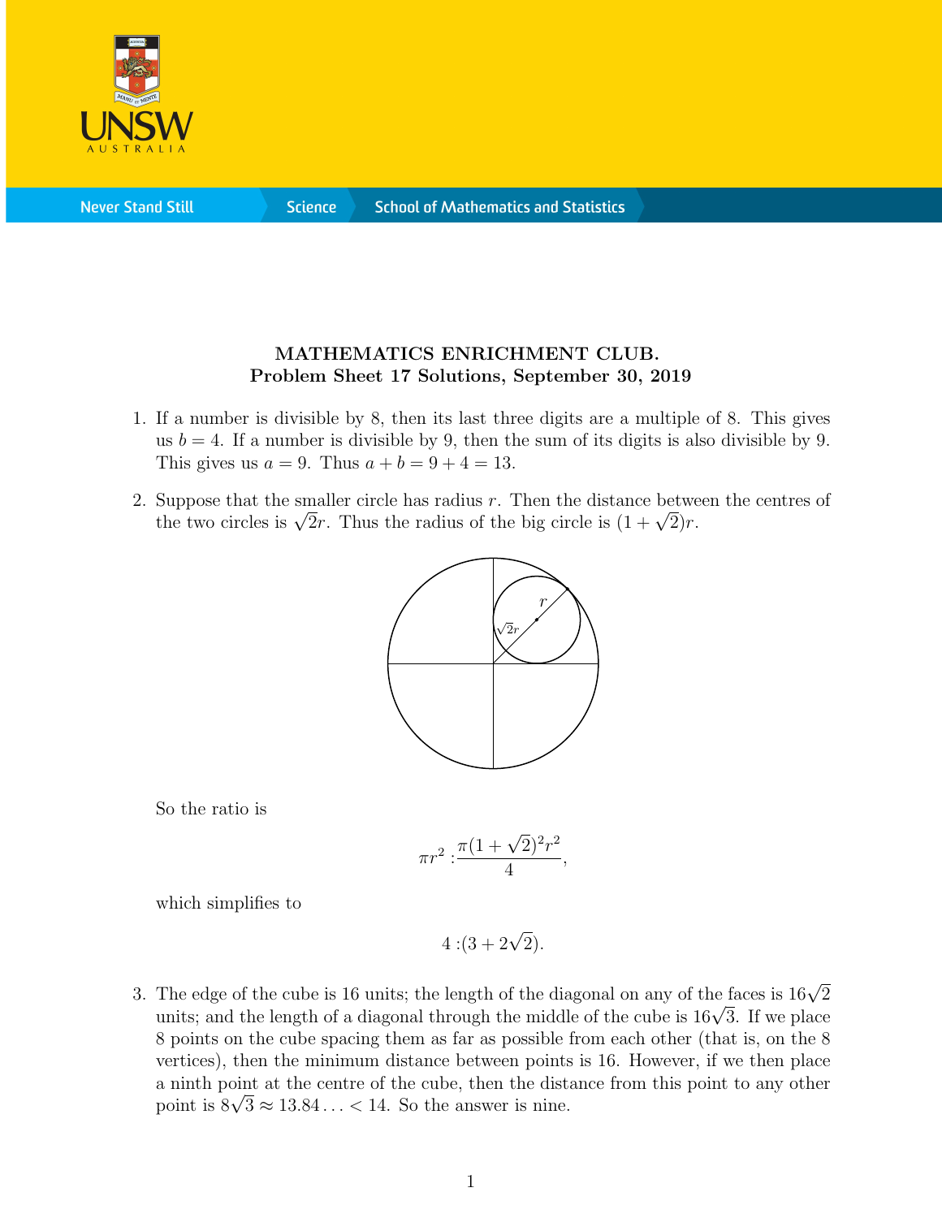**MATHEMATICS ENRICHMENT CLUB.**
**Problem Sheet 17 Solutions, September 30, 2019**

1. If a number is divisible by 8, then its last three digits are a multiple of 8. This gives us $b = 4$. If a number is divisible by 9, then the sum of its digits is also divisible by 9. This gives us $a = 9$. Thus $a + b = 9 + 4 = 13$.

2. Suppose that the smaller circle has radius $r$. Then the distance between the centres of the two circles is $\sqrt{2}r$. Thus the radius of the big circle is $(1 + \sqrt{2})r$.

   So the ratio is
   $$\pi r^2 : \frac{\pi(1+\sqrt{2})^2 r^2}{4},$$
   which simplifies to
   $$4 : (3 + 2\sqrt{2}).$$

3. The edge of the cube is 16 units; the length of the diagonal on any of the faces is $16\sqrt{2}$ units; and the length of a diagonal through the middle of the cube is $16\sqrt{3}$. If we place 8 points on the cube spacing them as far as possible from each other (that is, on the 8 vertices), then the minimum distance between points is 16. However, if we then place a ninth point at the centre of the cube, then the distance from this point to any other point is $8\sqrt{3} \approx 13.84\ldots < 14$. So the answer is nine.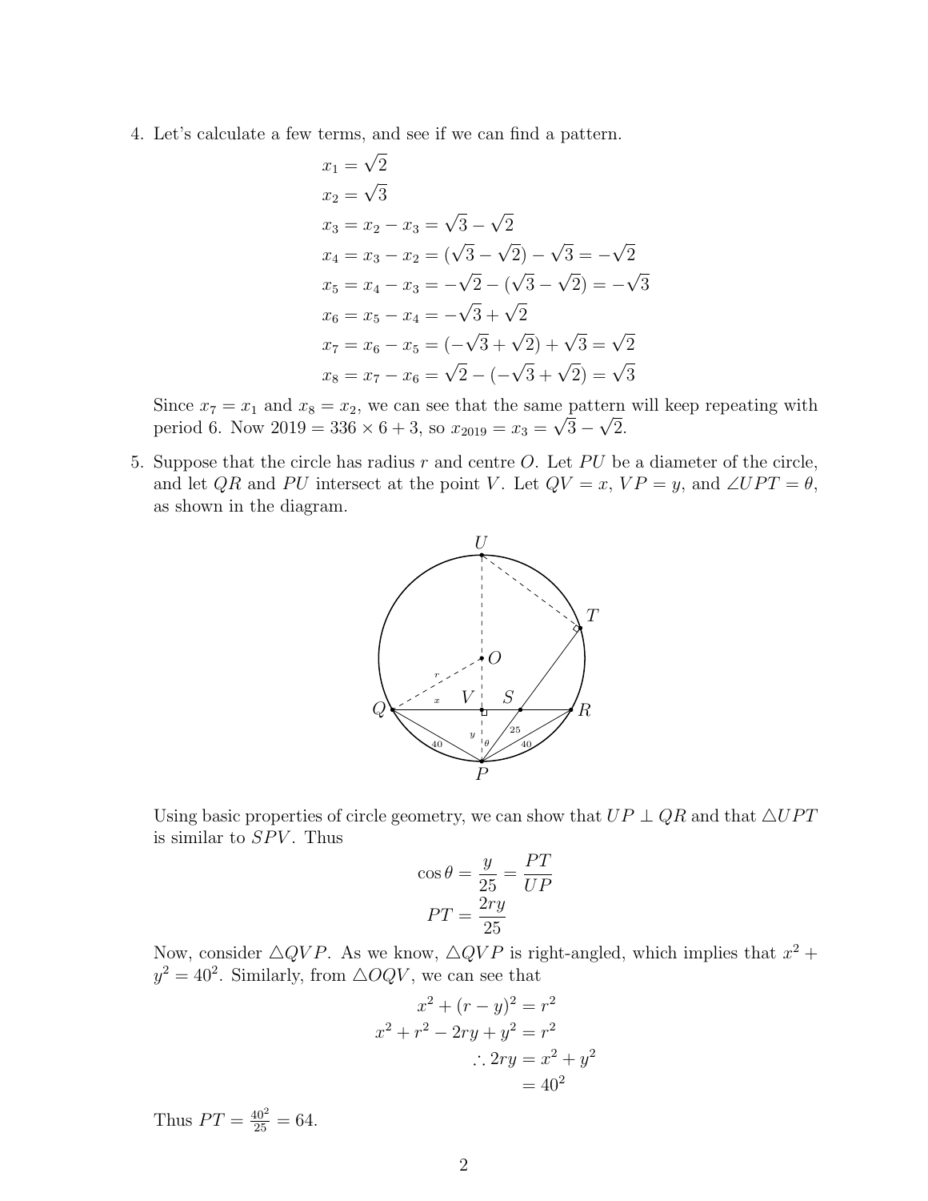4. Let's calculate a few terms, and see if we can find a pattern.

$$
\begin{aligned}
x_1 &= \sqrt{2} \\
x_2 &= \sqrt{3} \\
x_3 &= x_2 - x_3 = \sqrt{3} - \sqrt{2} \\
x_4 &= x_3 - x_2 = (\sqrt{3} - \sqrt{2}) - \sqrt{3} = -\sqrt{2} \\
x_5 &= x_4 - x_3 = -\sqrt{2} - (\sqrt{3} - \sqrt{2}) = -\sqrt{3} \\
x_6 &= x_5 - x_4 = -\sqrt{3} + \sqrt{2} \\
x_7 &= x_6 - x_5 = (-\sqrt{3} + \sqrt{2}) + \sqrt{3} = \sqrt{2} \\
x_8 &= x_7 - x_6 = \sqrt{2} - (-\sqrt{3} + \sqrt{2}) = \sqrt{3}
\end{aligned}
$$

Since $x_7 = x_1$ and $x_8 = x_2$, we can see that the same pattern will keep repeating with period 6. Now $2019 = 336 \times 6 + 3$, so $x_{2019} = x_3 = \sqrt{3} - \sqrt{2}$.

5. Suppose that the circle has radius $r$ and centre $O$. Let $PU$ be a diameter of the circle, and let $QR$ and $PU$ intersect at the point $V$. Let $QV = x$, $VP = y$, and $\angle UPT = \theta$, as shown in the diagram.

Using basic properties of circle geometry, we can show that $UP \perp QR$ and that $\triangle UPT$ is similar to $SPV$. Thus

$$
\begin{aligned}
\cos\theta &= \frac{y}{25} = \frac{PT}{UP} \\
PT &= \frac{2ry}{25}
\end{aligned}
$$

Now, consider $\triangle QVP$. As we know, $\triangle QVP$ is right-angled, which implies that $x^2 + y^2 = 40^2$. Similarly, from $\triangle OQV$, we can see that

$$
\begin{aligned}
x^2 + (r - y)^2 &= r^2 \\
x^2 + r^2 - 2ry + y^2 &= r^2 \\
\therefore 2ry &= x^2 + y^2 \\
&= 40^2
\end{aligned}
$$

Thus $PT = \frac{40^2}{25} = 64$.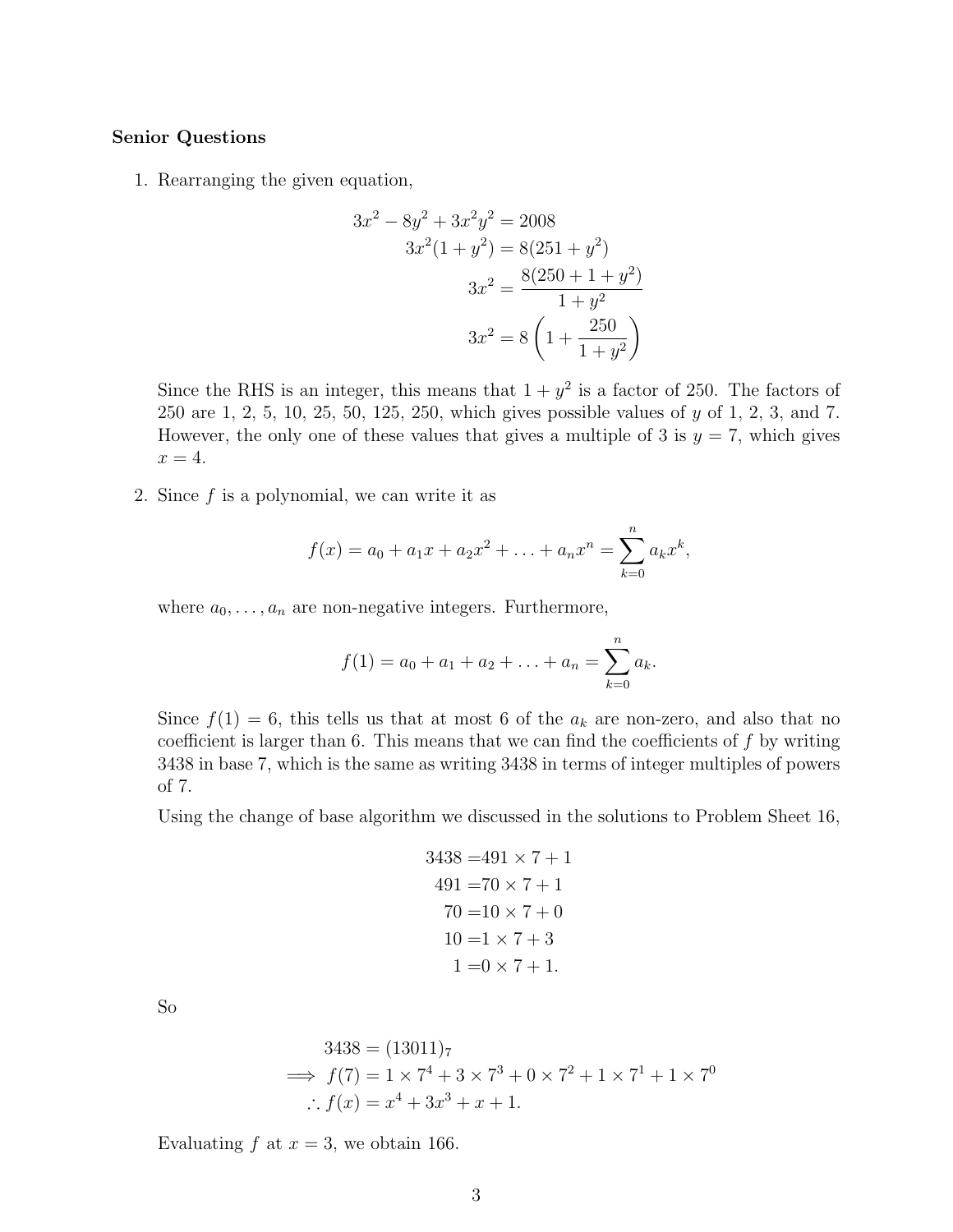**Senior Questions**

1. Rearranging the given equation,

$$
\begin{aligned}
3x^2 - 8y^2 + 3x^2y^2 &= 2008 \\
3x^2(1 + y^2) &= 8(251 + y^2) \\
3x^2 &= \frac{8(250 + 1 + y^2)}{1 + y^2} \\
3x^2 &= 8\left(1 + \frac{250}{1 + y^2}\right)
\end{aligned}
$$

   Since the RHS is an integer, this means that $1 + y^2$ is a factor of 250. The factors of 250 are 1, 2, 5, 10, 25, 50, 125, 250, which gives possible values of $y$ of 1, 2, 3, and 7. However, the only one of these values that gives a multiple of 3 is $y = 7$, which gives $x = 4$.

2. Since $f$ is a polynomial, we can write it as

$$
f(x) = a_0 + a_1x + a_2x^2 + \ldots + a_nx^n = \sum_{k=0}^{n} a_kx^k,
$$

   where $a_0, \ldots, a_n$ are non-negative integers. Furthermore,

$$
f(1) = a_0 + a_1 + a_2 + \ldots + a_n = \sum_{k=0}^{n} a_k.
$$

   Since $f(1) = 6$, this tells us that at most 6 of the $a_k$ are non-zero, and also that no coefficient is larger than 6. This means that we can find the coefficients of $f$ by writing 3438 in base 7, which is the same as writing 3438 in terms of integer multiples of powers of 7.

   Using the change of base algorithm we discussed in the solutions to Problem Sheet 16,

$$
\begin{aligned}
3438 &= 491 \times 7 + 1 \\
491 &= 70 \times 7 + 1 \\
70 &= 10 \times 7 + 0 \\
10 &= 1 \times 7 + 3 \\
1 &= 0 \times 7 + 1.
\end{aligned}
$$

   So

$$
\begin{aligned}
& 3438 = (13011)_7 \\
\implies & f(7) = 1 \times 7^4 + 3 \times 7^3 + 0 \times 7^2 + 1 \times 7^1 + 1 \times 7^0 \\
\therefore & f(x) = x^4 + 3x^3 + x + 1.
\end{aligned}
$$

   Evaluating $f$ at $x = 3$, we obtain 166.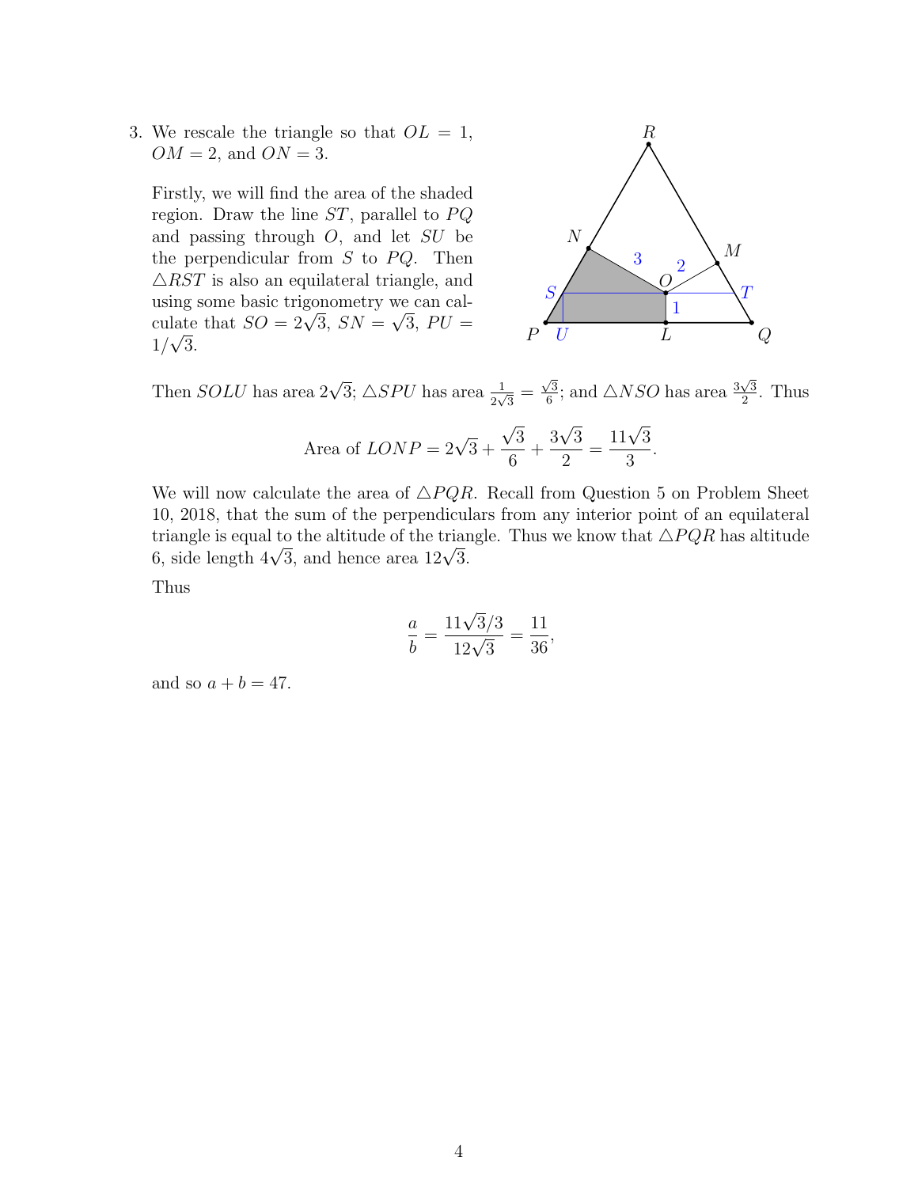3. We rescale the triangle so that $OL = 1$, $OM = 2$, and $ON = 3$.

   Firstly, we will find the area of the shaded region. Draw the line $ST$, parallel to $PQ$ and passing through $O$, and let $SU$ be the perpendicular from $S$ to $PQ$. Then $\triangle RST$ is also an equilateral triangle, and using some basic trigonometry we can calculate that $SO = 2\sqrt{3}$, $SN = \sqrt{3}$, $PU = 1/\sqrt{3}$.

   R

   N

   M

   3

   2

   O

   S

   T

   1

   P

   U

   L

   Q

   Then $SOLU$ has area $2\sqrt{3}$; $\triangle SPU$ has area $\frac{1}{2\sqrt{3}} = \frac{\sqrt{3}}{6}$; and $\triangle NSO$ has area $\frac{3\sqrt{3}}{2}$. Thus

   $$\text{Area of } LONP = 2\sqrt{3} + \frac{\sqrt{3}}{6} + \frac{3\sqrt{3}}{2} = \frac{11\sqrt{3}}{3}.$$

   We will now calculate the area of $\triangle PQR$. Recall from Question 5 on Problem Sheet 10, 2018, that the sum of the perpendiculars from any interior point of an equilateral triangle is equal to the altitude of the triangle. Thus we know that $\triangle PQR$ has altitude 6, side length $4\sqrt{3}$, and hence area $12\sqrt{3}$.

   Thus

   $$\frac{a}{b} = \frac{11\sqrt{3}/3}{12\sqrt{3}} = \frac{11}{36},$$

   and so $a + b = 47$.